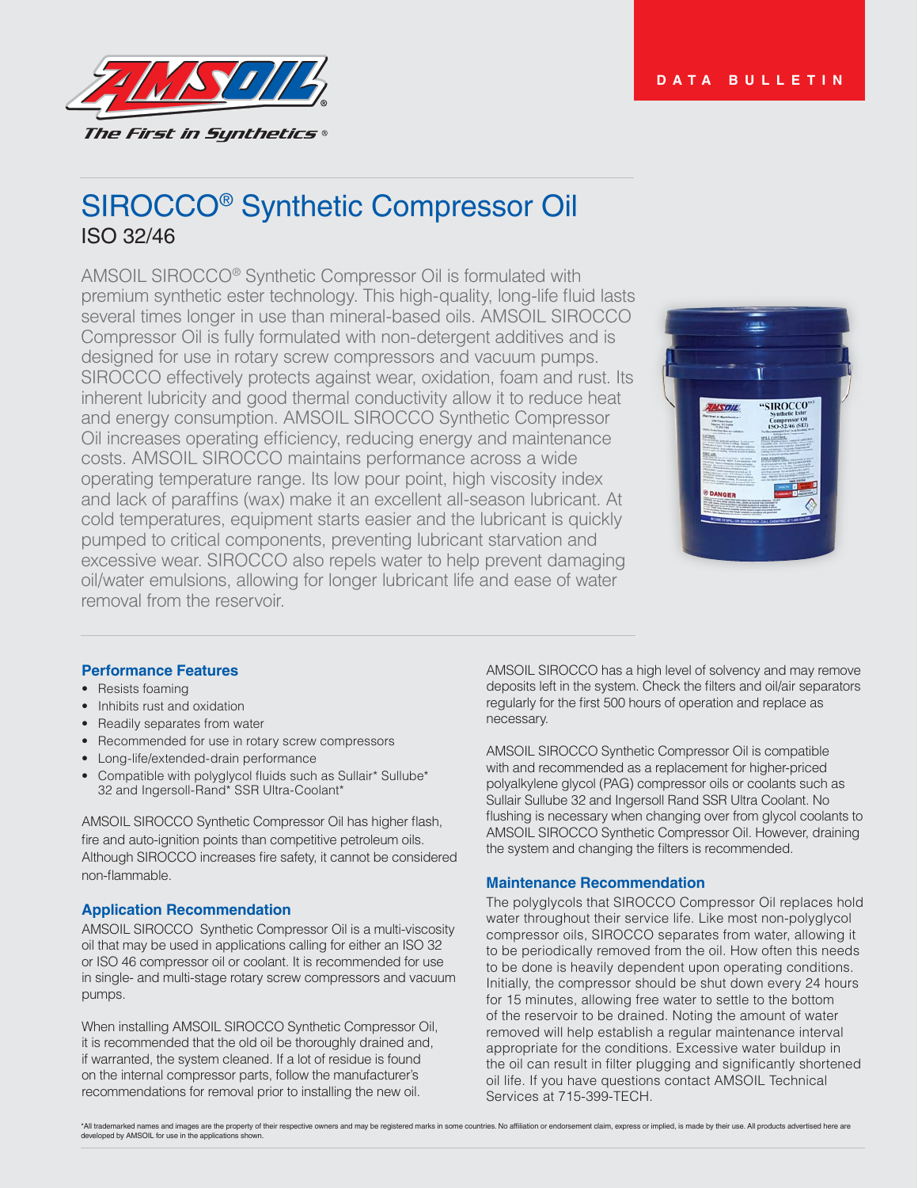DATA BULLETIN

# SIROCCO® Synthetic Compressor Oil

## ISO 32/46

AMSOIL SIROCCO® Synthetic Compressor Oil is formulated with premium synthetic ester technology. This high-quality, long-life fluid lasts several times longer in use than mineral-based oils. AMSOIL SIROCCO Compressor Oil is fully formulated with non-detergent additives and is designed for use in rotary screw compressors and vacuum pumps. SIROCCO effectively protects against wear, oxidation, foam and rust. Its inherent lubricity and good thermal conductivity allow it to reduce heat and energy consumption. AMSOIL SIROCCO Synthetic Compressor Oil increases operating efficiency, reducing energy and maintenance costs. AMSOIL SIROCCO maintains performance across a wide operating temperature range. Its low pour point, high viscosity index and lack of paraffins (wax) make it an excellent all-season lubricant. At cold temperatures, equipment starts easier and the lubricant is quickly pumped to critical components, preventing lubricant starvation and excessive wear. SIROCCO also repels water to help prevent damaging oil/water emulsions, allowing for longer lubricant life and ease of water removal from the reservoir.

### Performance Features

- Resists foaming
- Inhibits rust and oxidation
- Readily separates from water
- Recommended for use in rotary screw compressors
- Long-life/extended-drain performance
- Compatible with polyglycol fluids such as Sullair* Sullube* 32 and Ingersoll-Rand* SSR Ultra-Coolant*

AMSOIL SIROCCO Synthetic Compressor Oil has higher flash, fire and auto-ignition points than competitive petroleum oils. Although SIROCCO increases fire safety, it cannot be considered non-flammable.

### Application Recommendation

AMSOIL SIROCCO Synthetic Compressor Oil is a multi-viscosity oil that may be used in applications calling for either an ISO 32 or ISO 46 compressor oil or coolant. It is recommended for use in single- and multi-stage rotary screw compressors and vacuum pumps.

When installing AMSOIL SIROCCO Synthetic Compressor Oil, it is recommended that the old oil be thoroughly drained and, if warranted, the system cleaned. If a lot of residue is found on the internal compressor parts, follow the manufacturer's recommendations for removal prior to installing the new oil.

AMSOIL SIROCCO has a high level of solvency and may remove deposits left in the system. Check the filters and oil/air separators regularly for the first 500 hours of operation and replace as necessary.

AMSOIL SIROCCO Synthetic Compressor Oil is compatible with and recommended as a replacement for higher-priced polyalkylene glycol (PAG) compressor oils or coolants such as Sullair Sullube 32 and Ingersoll Rand SSR Ultra Coolant. No flushing is necessary when changing over from glycol coolants to AMSOIL SIROCCO Synthetic Compressor Oil. However, draining the system and changing the filters is recommended.

### Maintenance Recommendation

The polyglycols that SIROCCO Compressor Oil replaces hold water throughout their service life. Like most non-polyglycol compressor oils, SIROCCO separates from water, allowing it to be periodically removed from the oil. How often this needs to be done is heavily dependent upon operating conditions. Initially, the compressor should be shut down every 24 hours for 15 minutes, allowing free water to settle to the bottom of the reservoir to be drained. Noting the amount of water removed will help establish a regular maintenance interval appropriate for the conditions. Excessive water buildup in the oil can result in filter plugging and significantly shortened oil life. If you have questions contact AMSOIL Technical Services at 715-399-TECH.

*All trademarked names and images are the property of their respective owners and may be registered marks in some countries. No affiliation or endorsement claim, express or implied, is made by their use. All products advertised here are developed by AMSOIL for use in the applications shown.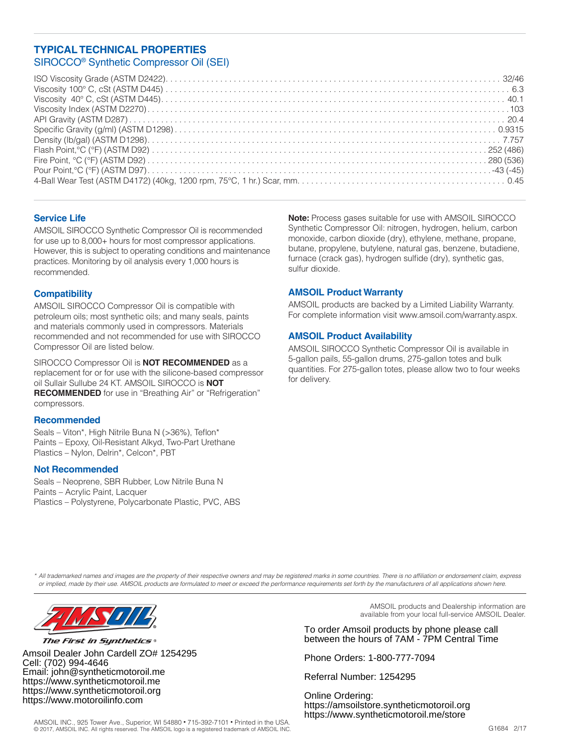## TYPICAL TECHNICAL PROPERTIES

### SIROCCO® Synthetic Compressor Oil (SEI)

| | |
|---|---|
| ISO Viscosity Grade (ASTM D2422) | 32/46 |
| Viscosity 100° C, cSt (ASTM D445) | 6.3 |
| Viscosity 40° C, cSt (ASTM D445) | 40.1 |
| Viscosity Index (ASTM D2270) | 103 |
| API Gravity (ASTM D287) | 20.4 |
| Specific Gravity (g/ml) (ASTM D1298) | 0.9315 |
| Density (lb/gal) (ASTM D1298) | 7.757 |
| Flash Point,°C (°F) (ASTM D92) | 252 (486) |
| Fire Point, °C (°F) (ASTM D92) | 280 (536) |
| Pour Point,°C (°F) (ASTM D97) | -43 (-45) |
| 4-Ball Wear Test (ASTM D4172) (40kg, 1200 rpm, 75°C, 1 hr.) Scar, mm. | 0.45 |

### Service Life

AMSOIL SIROCCO Synthetic Compressor Oil is recommended for use up to 8,000+ hours for most compressor applications. However, this is subject to operating conditions and maintenance practices. Monitoring by oil analysis every 1,000 hours is recommended.

### Compatibility

AMSOIL SIROCCO Compressor Oil is compatible with petroleum oils; most synthetic oils; and many seals, paints and materials commonly used in compressors. Materials recommended and not recommended for use with SIROCCO Compressor Oil are listed below.

SIROCCO Compressor Oil is **NOT RECOMMENDED** as a replacement for or for use with the silicone-based compressor oil Sullair Sullube 24 KT. AMSOIL SIROCCO is **NOT RECOMMENDED** for use in "Breathing Air" or "Refrigeration" compressors.

### Recommended

Seals – Viton*, High Nitrile Buna N (>36%), Teflon*
Paints – Epoxy, Oil-Resistant Alkyd, Two-Part Urethane
Plastics – Nylon, Delrin*, Celcon*, PBT

### Not Recommended

Seals – Neoprene, SBR Rubber, Low Nitrile Buna N
Paints – Acrylic Paint, Lacquer
Plastics – Polystyrene, Polycarbonate Plastic, PVC, ABS

**Note:** Process gases suitable for use with AMSOIL SIROCCO Synthetic Compressor Oil: nitrogen, hydrogen, helium, carbon monoxide, carbon dioxide (dry), ethylene, methane, propane, butane, propylene, butylene, natural gas, benzene, butadiene, furnace (crack gas), hydrogen sulfide (dry), synthetic gas, sulfur dioxide.

### AMSOIL Product Warranty

AMSOIL products are backed by a Limited Liability Warranty. For complete information visit www.amsoil.com/warranty.aspx.

### AMSOIL Product Availability

AMSOIL SIROCCO Synthetic Compressor Oil is available in 5-gallon pails, 55-gallon drums, 275-gallon totes and bulk quantities. For 275-gallon totes, please allow two to four weeks for delivery.

*\* All trademarked names and images are the property of their respective owners and may be registered marks in some countries. There is no affiliation or endorsement claim, express or implied, made by their use. AMSOIL products are formulated to meet or exceed the performance requirements set forth by the manufacturers of all applications shown here.*

AMSOIL — *The First in Synthetics®*

Amsoil Dealer John Cardell ZO# 1254295
Cell: (702) 994-4646
Email: john@syntheticmotoroil.me
https://www.syntheticmotoroil.me
https://www.syntheticmotoroil.org
https://www.motoroilinfo.com

AMSOIL products and Dealership information are available from your local full-service AMSOIL Dealer.

To order Amsoil products by phone please call between the hours of 7AM - 7PM Central Time

Phone Orders: 1-800-777-7094

Referral Number: 1254295

Online Ordering:
https://amsoilstore.syntheticmotoroil.org
https://www.syntheticmotoroil.me/store

AMSOIL INC., 925 Tower Ave., Superior, WI 54880 • 715-392-7101 • Printed in the USA.
© 2017, AMSOIL INC. All rights reserved. The AMSOIL logo is a registered trademark of AMSOIL INC.

G1684 2/17